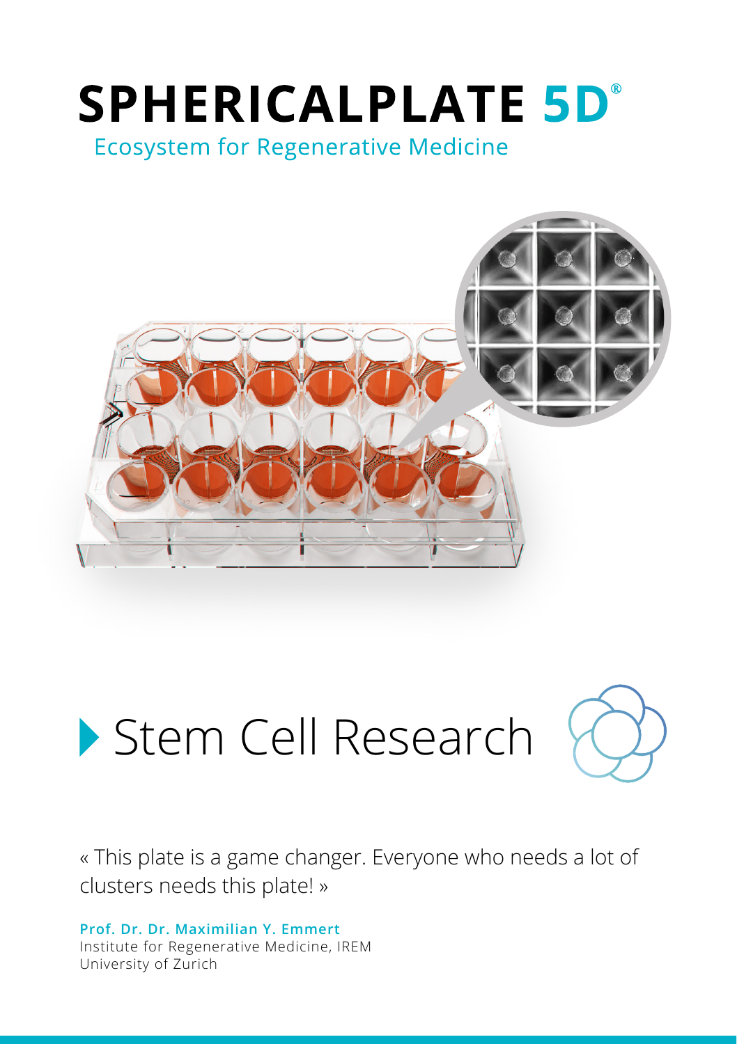# SPHERICALPLATE 5D®

Ecosystem for Regenerative Medicine

## Stem Cell Research

« This plate is a game changer. Everyone who needs a lot of clusters needs this plate! »

**Prof. Dr. Dr. Maximilian Y. Emmert**
Institute for Regenerative Medicine, IREM
University of Zurich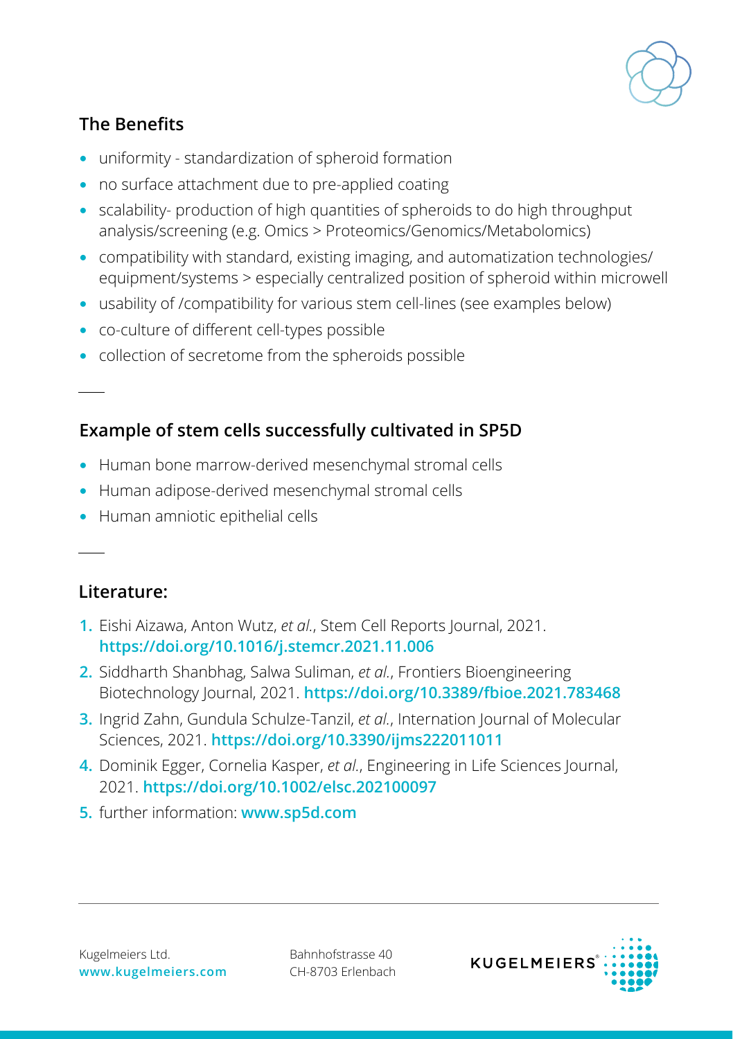## The Benefits

- uniformity - standardization of spheroid formation
- no surface attachment due to pre-applied coating
- scalability- production of high quantities of spheroids to do high throughput analysis/screening (e.g. Omics > Proteomics/Genomics/Metabolomics)
- compatibility with standard, existing imaging, and automatization technologies/ equipment/systems > especially centralized position of spheroid within microwell
- usability of /compatibility for various stem cell-lines (see examples below)
- co-culture of different cell-types possible
- collection of secretome from the spheroids possible

---

## Example of stem cells successfully cultivated in SP5D

- Human bone marrow-derived mesenchymal stromal cells
- Human adipose-derived mesenchymal stromal cells
- Human amniotic epithelial cells

---

## Literature:

1. Eishi Aizawa, Anton Wutz, *et al.*, Stem Cell Reports Journal, 2021. **https://doi.org/10.1016/j.stemcr.2021.11.006**
2. Siddharth Shanbhag, Salwa Suliman, *et al.*, Frontiers Bioengineering Biotechnology Journal, 2021. **https://doi.org/10.3389/fbioe.2021.783468**
3. Ingrid Zahn, Gundula Schulze-Tanzil, *et al.*, Internation Journal of Molecular Sciences, 2021. **https://doi.org/10.3390/ijms222011011**
4. Dominik Egger, Cornelia Kasper, *et al.*, Engineering in Life Sciences Journal, 2021. **https://doi.org/10.1002/elsc.202100097**
5. further information: **www.sp5d.com**

---

Kugelmeiers Ltd.
**www.kugelmeiers.com**

Bahnhofstrasse 40
CH-8703 Erlenbach

KUGELMEIERS®